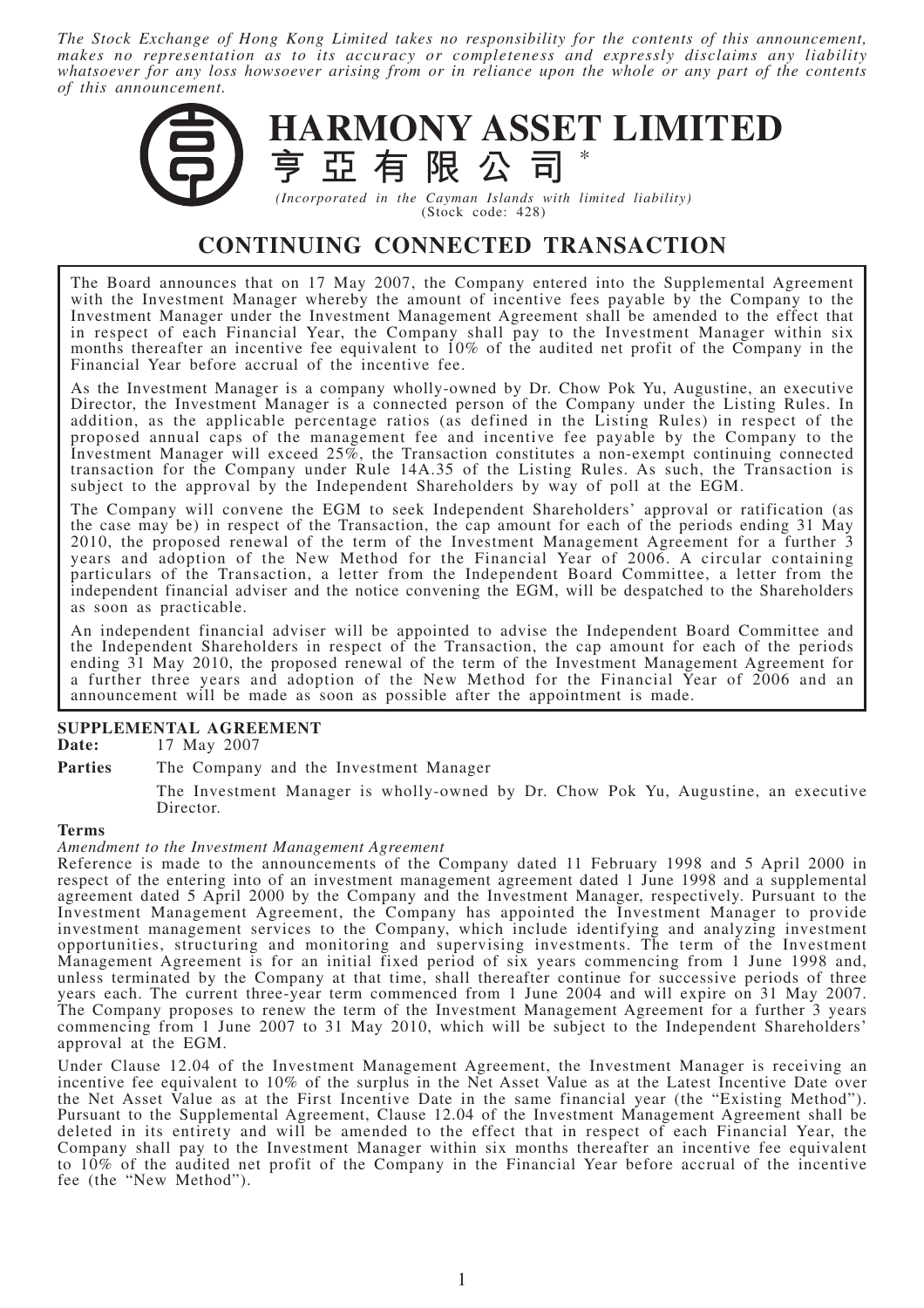*The Stock Exchange of Hong Kong Limited takes no responsibility for the contents of this announcement, makes no representation as to its accuracy or completeness and expressly disclaims any liability whatsoever for any loss howsoever arising from or in reliance upon the whole or any part of the contents of this announcement.*

# HARMONY ASSET LIMITED

# 亨亞有限公司*

*(Incorporated in the Cayman Islands with limited liability)*
(Stock code: 428)

## CONTINUING CONNECTED TRANSACTION

The Board announces that on 17 May 2007, the Company entered into the Supplemental Agreement with the Investment Manager whereby the amount of incentive fees payable by the Company to the Investment Manager under the Investment Management Agreement shall be amended to the effect that in respect of each Financial Year, the Company shall pay to the Investment Manager within six months thereafter an incentive fee equivalent to 10% of the audited net profit of the Company in the Financial Year before accrual of the incentive fee.

As the Investment Manager is a company wholly-owned by Dr. Chow Pok Yu, Augustine, an executive Director, the Investment Manager is a connected person of the Company under the Listing Rules. In addition, as the applicable percentage ratios (as defined in the Listing Rules) in respect of the proposed annual caps of the management fee and incentive fee payable by the Company to the Investment Manager will exceed 25%, the Transaction constitutes a non-exempt continuing connected transaction for the Company under Rule 14A.35 of the Listing Rules. As such, the Transaction is subject to the approval by the Independent Shareholders by way of poll at the EGM.

The Company will convene the EGM to seek Independent Shareholders' approval or ratification (as the case may be) in respect of the Transaction, the cap amount for each of the periods ending 31 May 2010, the proposed renewal of the term of the Investment Management Agreement for a further 3 years and adoption of the New Method for the Financial Year of 2006. A circular containing particulars of the Transaction, a letter from the Independent Board Committee, a letter from the independent financial adviser and the notice convening the EGM, will be despatched to the Shareholders as soon as practicable.

An independent financial adviser will be appointed to advise the Independent Board Committee and the Independent Shareholders in respect of the Transaction, the cap amount for each of the periods ending 31 May 2010, the proposed renewal of the term of the Investment Management Agreement for a further three years and adoption of the New Method for the Financial Year of 2006 and an announcement will be made as soon as possible after the appointment is made.

### SUPPLEMENTAL AGREEMENT

**Date:** 17 May 2007

**Parties** The Company and the Investment Manager

The Investment Manager is wholly-owned by Dr. Chow Pok Yu, Augustine, an executive Director.

#### Terms

*Amendment to the Investment Management Agreement*

Reference is made to the announcements of the Company dated 11 February 1998 and 5 April 2000 in respect of the entering into of an investment management agreement dated 1 June 1998 and a supplemental agreement dated 5 April 2000 by the Company and the Investment Manager, respectively. Pursuant to the Investment Management Agreement, the Company has appointed the Investment Manager to provide investment management services to the Company, which include identifying and analyzing investment opportunities, structuring and monitoring and supervising investments. The term of the Investment Management Agreement is for an initial fixed period of six years commencing from 1 June 1998 and, unless terminated by the Company at that time, shall thereafter continue for successive periods of three years each. The current three-year term commenced from 1 June 2004 and will expire on 31 May 2007. The Company proposes to renew the term of the Investment Management Agreement for a further 3 years commencing from 1 June 2007 to 31 May 2010, which will be subject to the Independent Shareholders' approval at the EGM.

Under Clause 12.04 of the Investment Management Agreement, the Investment Manager is receiving an incentive fee equivalent to 10% of the surplus in the Net Asset Value as at the Latest Incentive Date over the Net Asset Value as at the First Incentive Date in the same financial year (the "Existing Method"). Pursuant to the Supplemental Agreement, Clause 12.04 of the Investment Management Agreement shall be deleted in its entirety and will be amended to the effect that in respect of each Financial Year, the Company shall pay to the Investment Manager within six months thereafter an incentive fee equivalent to 10% of the audited net profit of the Company in the Financial Year before accrual of the incentive fee (the "New Method").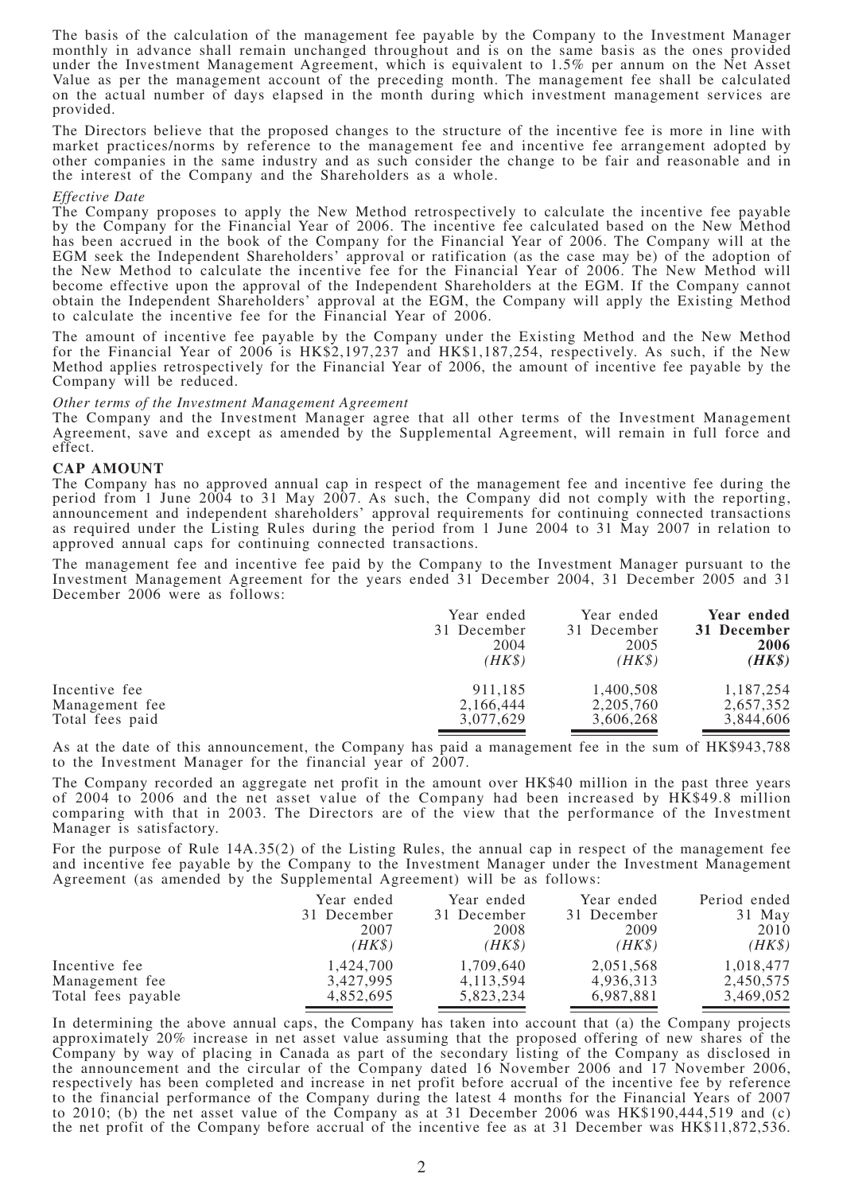The basis of the calculation of the management fee payable by the Company to the Investment Manager monthly in advance shall remain unchanged throughout and is on the same basis as the ones provided under the Investment Management Agreement, which is equivalent to 1.5% per annum on the Net Asset Value as per the management account of the preceding month. The management fee shall be calculated on the actual number of days elapsed in the month during which investment management services are provided.

The Directors believe that the proposed changes to the structure of the incentive fee is more in line with market practices/norms by reference to the management fee and incentive fee arrangement adopted by other companies in the same industry and as such consider the change to be fair and reasonable and in the interest of the Company and the Shareholders as a whole.

*Effective Date*

The Company proposes to apply the New Method retrospectively to calculate the incentive fee payable by the Company for the Financial Year of 2006. The incentive fee calculated based on the New Method has been accrued in the book of the Company for the Financial Year of 2006. The Company will at the EGM seek the Independent Shareholders' approval or ratification (as the case may be) of the adoption of the New Method to calculate the incentive fee for the Financial Year of 2006. The New Method will become effective upon the approval of the Independent Shareholders at the EGM. If the Company cannot obtain the Independent Shareholders' approval at the EGM, the Company will apply the Existing Method to calculate the incentive fee for the Financial Year of 2006.

The amount of incentive fee payable by the Company under the Existing Method and the New Method for the Financial Year of 2006 is HK$2,197,237 and HK$1,187,254, respectively. As such, if the New Method applies retrospectively for the Financial Year of 2006, the amount of incentive fee payable by the Company will be reduced.

*Other terms of the Investment Management Agreement*

The Company and the Investment Manager agree that all other terms of the Investment Management Agreement, save and except as amended by the Supplemental Agreement, will remain in full force and effect.

## CAP AMOUNT

The Company has no approved annual cap in respect of the management fee and incentive fee during the period from 1 June 2004 to 31 May 2007. As such, the Company did not comply with the reporting, announcement and independent shareholders' approval requirements for continuing connected transactions as required under the Listing Rules during the period from 1 June 2004 to 31 May 2007 in relation to approved annual caps for continuing connected transactions.

The management fee and incentive fee paid by the Company to the Investment Manager pursuant to the Investment Management Agreement for the years ended 31 December 2004, 31 December 2005 and 31 December 2006 were as follows:

| | Year ended 31 December 2004 (HK$) | Year ended 31 December 2005 (HK$) | **Year ended 31 December 2006 (HK$)** |
|---|---|---|---|
| Incentive fee | 911,185 | 1,400,508 | 1,187,254 |
| Management fee | 2,166,444 | 2,205,760 | 2,657,352 |
| Total fees paid | 3,077,629 | 3,606,268 | 3,844,606 |

As at the date of this announcement, the Company has paid a management fee in the sum of HK$943,788 to the Investment Manager for the financial year of 2007.

The Company recorded an aggregate net profit in the amount over HK$40 million in the past three years of 2004 to 2006 and the net asset value of the Company had been increased by HK$49.8 million comparing with that in 2003. The Directors are of the view that the performance of the Investment Manager is satisfactory.

For the purpose of Rule 14A.35(2) of the Listing Rules, the annual cap in respect of the management fee and incentive fee payable by the Company to the Investment Manager under the Investment Management Agreement (as amended by the Supplemental Agreement) will be as follows:

| | Year ended 31 December 2007 (HK$) | Year ended 31 December 2008 (HK$) | Year ended 31 December 2009 (HK$) | Period ended 31 May 2010 (HK$) |
|---|---|---|---|---|
| Incentive fee | 1,424,700 | 1,709,640 | 2,051,568 | 1,018,477 |
| Management fee | 3,427,995 | 4,113,594 | 4,936,313 | 2,450,575 |
| Total fees payable | 4,852,695 | 5,823,234 | 6,987,881 | 3,469,052 |

In determining the above annual caps, the Company has taken into account that (a) the Company projects approximately 20% increase in net asset value assuming that the proposed offering of new shares of the Company by way of placing in Canada as part of the secondary listing of the Company as disclosed in the announcement and the circular of the Company dated 16 November 2006 and 17 November 2006, respectively has been completed and increase in net profit before accrual of the incentive fee by reference to the financial performance of the Company during the latest 4 months for the Financial Years of 2007 to 2010; (b) the net asset value of the Company as at 31 December 2006 was HK$190,444,519 and (c) the net profit of the Company before accrual of the incentive fee as at 31 December was HK$11,872,536.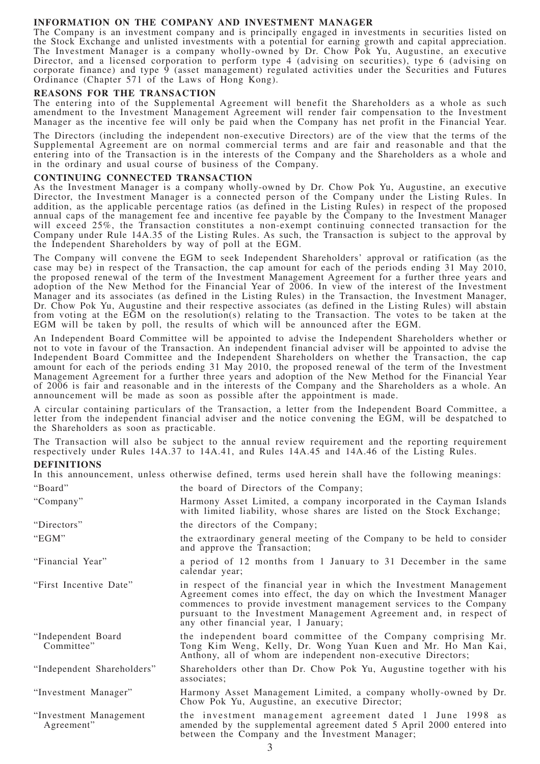## INFORMATION ON THE COMPANY AND INVESTMENT MANAGER

The Company is an investment company and is principally engaged in investments in securities listed on the Stock Exchange and unlisted investments with a potential for earning growth and capital appreciation. The Investment Manager is a company wholly-owned by Dr. Chow Pok Yu, Augustine, an executive Director, and a licensed corporation to perform type 4 (advising on securities), type 6 (advising on corporate finance) and type 9 (asset management) regulated activities under the Securities and Futures Ordinance (Chapter 571 of the Laws of Hong Kong).

## REASONS FOR THE TRANSACTION

The entering into of the Supplemental Agreement will benefit the Shareholders as a whole as such amendment to the Investment Management Agreement will render fair compensation to the Investment Manager as the incentive fee will only be paid when the Company has net profit in the Financial Year.

The Directors (including the independent non-executive Directors) are of the view that the terms of the Supplemental Agreement are on normal commercial terms and are fair and reasonable and that the entering into of the Transaction is in the interests of the Company and the Shareholders as a whole and in the ordinary and usual course of business of the Company.

## CONTINUING CONNECTED TRANSACTION

As the Investment Manager is a company wholly-owned by Dr. Chow Pok Yu, Augustine, an executive Director, the Investment Manager is a connected person of the Company under the Listing Rules. In addition, as the applicable percentage ratios (as defined in the Listing Rules) in respect of the proposed annual caps of the management fee and incentive fee payable by the Company to the Investment Manager will exceed 25%, the Transaction constitutes a non-exempt continuing connected transaction for the Company under Rule 14A.35 of the Listing Rules. As such, the Transaction is subject to the approval by the Independent Shareholders by way of poll at the EGM.

The Company will convene the EGM to seek Independent Shareholders' approval or ratification (as the case may be) in respect of the Transaction, the cap amount for each of the periods ending 31 May 2010, the proposed renewal of the term of the Investment Management Agreement for a further three years and adoption of the New Method for the Financial Year of 2006. In view of the interest of the Investment Manager and its associates (as defined in the Listing Rules) in the Transaction, the Investment Manager, Dr. Chow Pok Yu, Augustine and their respective associates (as defined in the Listing Rules) will abstain from voting at the EGM on the resolution(s) relating to the Transaction. The votes to be taken at the EGM will be taken by poll, the results of which will be announced after the EGM.

An Independent Board Committee will be appointed to advise the Independent Shareholders whether or not to vote in favour of the Transaction. An independent financial adviser will be appointed to advise the Independent Board Committee and the Independent Shareholders on whether the Transaction, the cap amount for each of the periods ending 31 May 2010, the proposed renewal of the term of the Investment Management Agreement for a further three years and adoption of the New Method for the Financial Year of 2006 is fair and reasonable and in the interests of the Company and the Shareholders as a whole. An announcement will be made as soon as possible after the appointment is made.

A circular containing particulars of the Transaction, a letter from the Independent Board Committee, a letter from the independent financial adviser and the notice convening the EGM, will be despatched to the Shareholders as soon as practicable.

The Transaction will also be subject to the annual review requirement and the reporting requirement respectively under Rules 14A.37 to 14A.41, and Rules 14A.45 and 14A.46 of the Listing Rules.

## DEFINITIONS

In this announcement, unless otherwise defined, terms used herein shall have the following meanings:

| | |
|---|---|
| "Board" | the board of Directors of the Company; |
| "Company" | Harmony Asset Limited, a company incorporated in the Cayman Islands with limited liability, whose shares are listed on the Stock Exchange; |
| "Directors" | the directors of the Company; |
| "EGM" | the extraordinary general meeting of the Company to be held to consider and approve the Transaction; |
| "Financial Year" | a period of 12 months from 1 January to 31 December in the same calendar year; |
| "First Incentive Date" | in respect of the financial year in which the Investment Management Agreement comes into effect, the day on which the Investment Manager commences to provide investment management services to the Company pursuant to the Investment Management Agreement and, in respect of any other financial year, 1 January; |
| "Independent Board Committee" | the independent board committee of the Company comprising Mr. Tong Kim Weng, Kelly, Dr. Wong Yuan Kuen and Mr. Ho Man Kai, Anthony, all of whom are independent non-executive Directors; |
| "Independent Shareholders" | Shareholders other than Dr. Chow Pok Yu, Augustine together with his associates; |
| "Investment Manager" | Harmony Asset Management Limited, a company wholly-owned by Dr. Chow Pok Yu, Augustine, an executive Director; |
| "Investment Management Agreement" | the investment management agreement dated 1 June 1998 as amended by the supplemental agreement dated 5 April 2000 entered into between the Company and the Investment Manager; |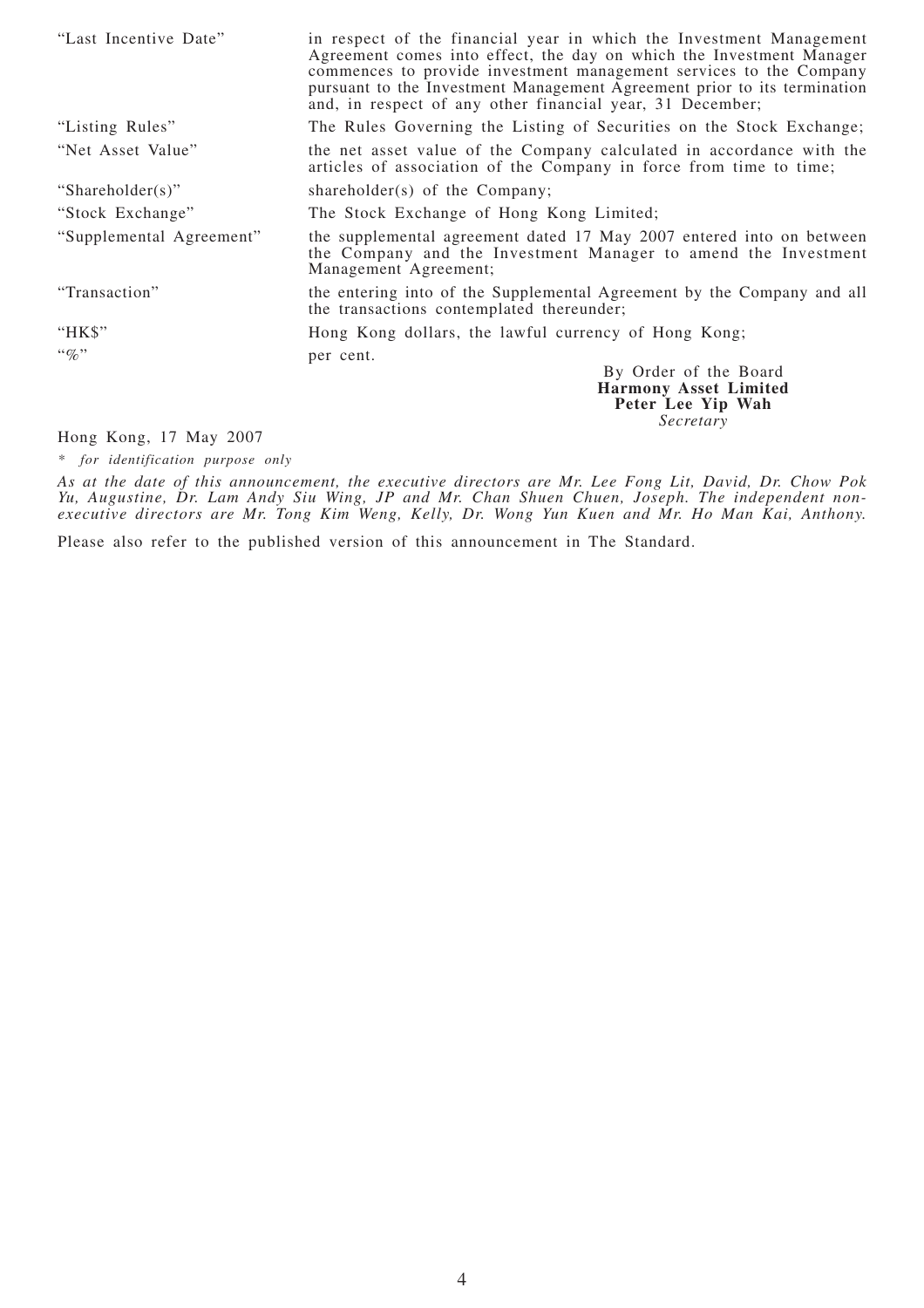| | |
|---|---|
| "Last Incentive Date" | in respect of the financial year in which the Investment Management Agreement comes into effect, the day on which the Investment Manager commences to provide investment management services to the Company pursuant to the Investment Management Agreement prior to its termination and, in respect of any other financial year, 31 December; |
| "Listing Rules" | The Rules Governing the Listing of Securities on the Stock Exchange; |
| "Net Asset Value" | the net asset value of the Company calculated in accordance with the articles of association of the Company in force from time to time; |
| "Shareholder(s)" | shareholder(s) of the Company; |
| "Stock Exchange" | The Stock Exchange of Hong Kong Limited; |
| "Supplemental Agreement" | the supplemental agreement dated 17 May 2007 entered into on between the Company and the Investment Manager to amend the Investment Management Agreement; |
| "Transaction" | the entering into of the Supplemental Agreement by the Company and all the transactions contemplated thereunder; |
| "HK$" | Hong Kong dollars, the lawful currency of Hong Kong; |
| "%" | per cent. |

By Order of the Board
**Harmony Asset Limited**
**Peter Lee Yip Wah**
*Secretary*

Hong Kong, 17 May 2007

\* *for identification purpose only*

*As at the date of this announcement, the executive directors are Mr. Lee Fong Lit, David, Dr. Chow Pok Yu, Augustine, Dr. Lam Andy Siu Wing, JP and Mr. Chan Shuen Chuen, Joseph. The independent non-executive directors are Mr. Tong Kim Weng, Kelly, Dr. Wong Yun Kuen and Mr. Ho Man Kai, Anthony.*

Please also refer to the published version of this announcement in The Standard.